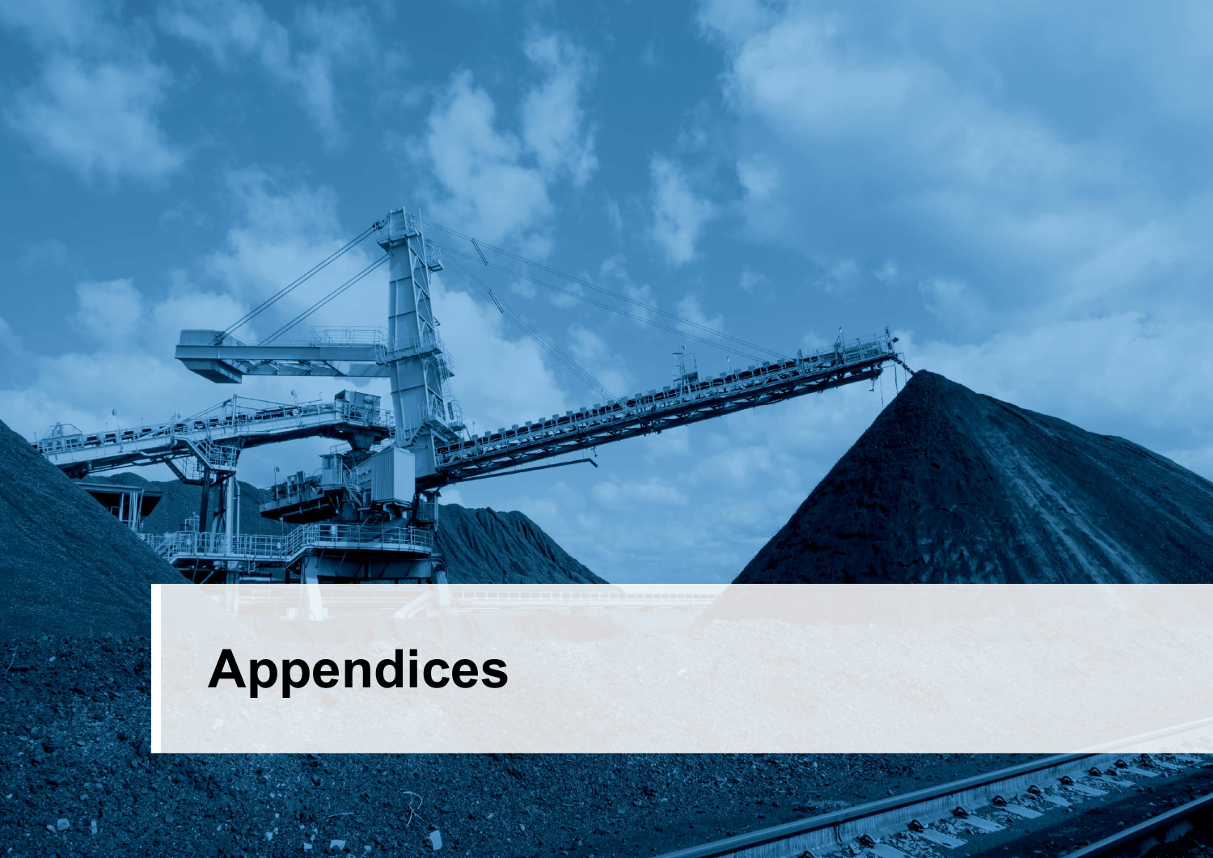# Appendices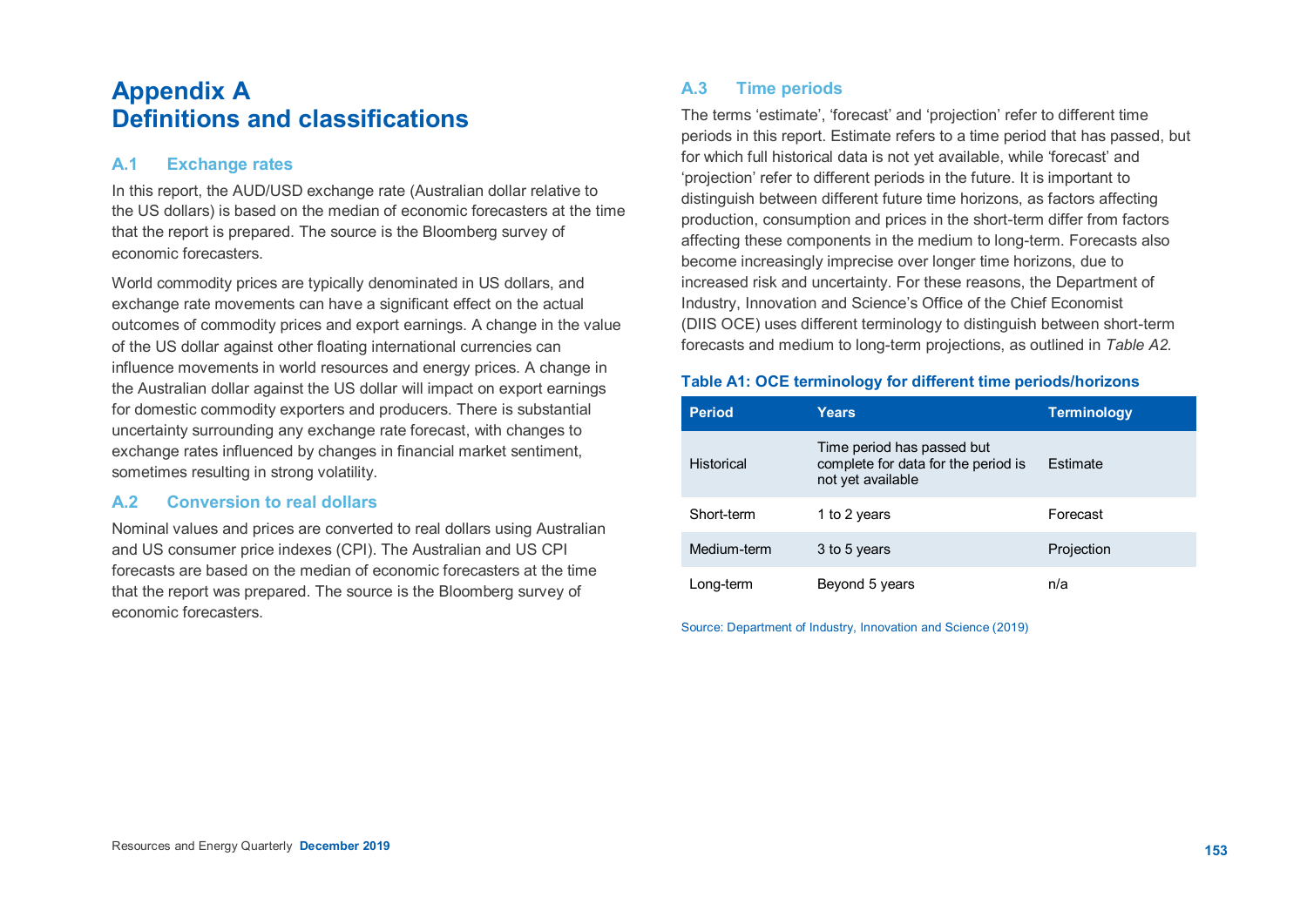# Appendix A
# Definitions and classifications

## A.1 Exchange rates

In this report, the AUD/USD exchange rate (Australian dollar relative to the US dollars) is based on the median of economic forecasters at the time that the report is prepared. The source is the Bloomberg survey of economic forecasters.

World commodity prices are typically denominated in US dollars, and exchange rate movements can have a significant effect on the actual outcomes of commodity prices and export earnings. A change in the value of the US dollar against other floating international currencies can influence movements in world resources and energy prices. A change in the Australian dollar against the US dollar will impact on export earnings for domestic commodity exporters and producers. There is substantial uncertainty surrounding any exchange rate forecast, with changes to exchange rates influenced by changes in financial market sentiment, sometimes resulting in strong volatility.

## A.2 Conversion to real dollars

Nominal values and prices are converted to real dollars using Australian and US consumer price indexes (CPI). The Australian and US CPI forecasts are based on the median of economic forecasters at the time that the report was prepared. The source is the Bloomberg survey of economic forecasters.

## A.3 Time periods

The terms 'estimate', 'forecast' and 'projection' refer to different time periods in this report. Estimate refers to a time period that has passed, but for which full historical data is not yet available, while 'forecast' and 'projection' refer to different periods in the future. It is important to distinguish between different future time horizons, as factors affecting production, consumption and prices in the short-term differ from factors affecting these components in the medium to long-term. Forecasts also become increasingly imprecise over longer time horizons, due to increased risk and uncertainty. For these reasons, the Department of Industry, Innovation and Science's Office of the Chief Economist (DIIS OCE) uses different terminology to distinguish between short-term forecasts and medium to long-term projections, as outlined in *Table A2.*

**Table A1: OCE terminology for different time periods/horizons**

| Period | Years | Terminology |
|---|---|---|
| Historical | Time period has passed but complete for data for the period is not yet available | Estimate |
| Short-term | 1 to 2 years | Forecast |
| Medium-term | 3 to 5 years | Projection |
| Long-term | Beyond 5 years | n/a |

Source: Department of Industry, Innovation and Science (2019)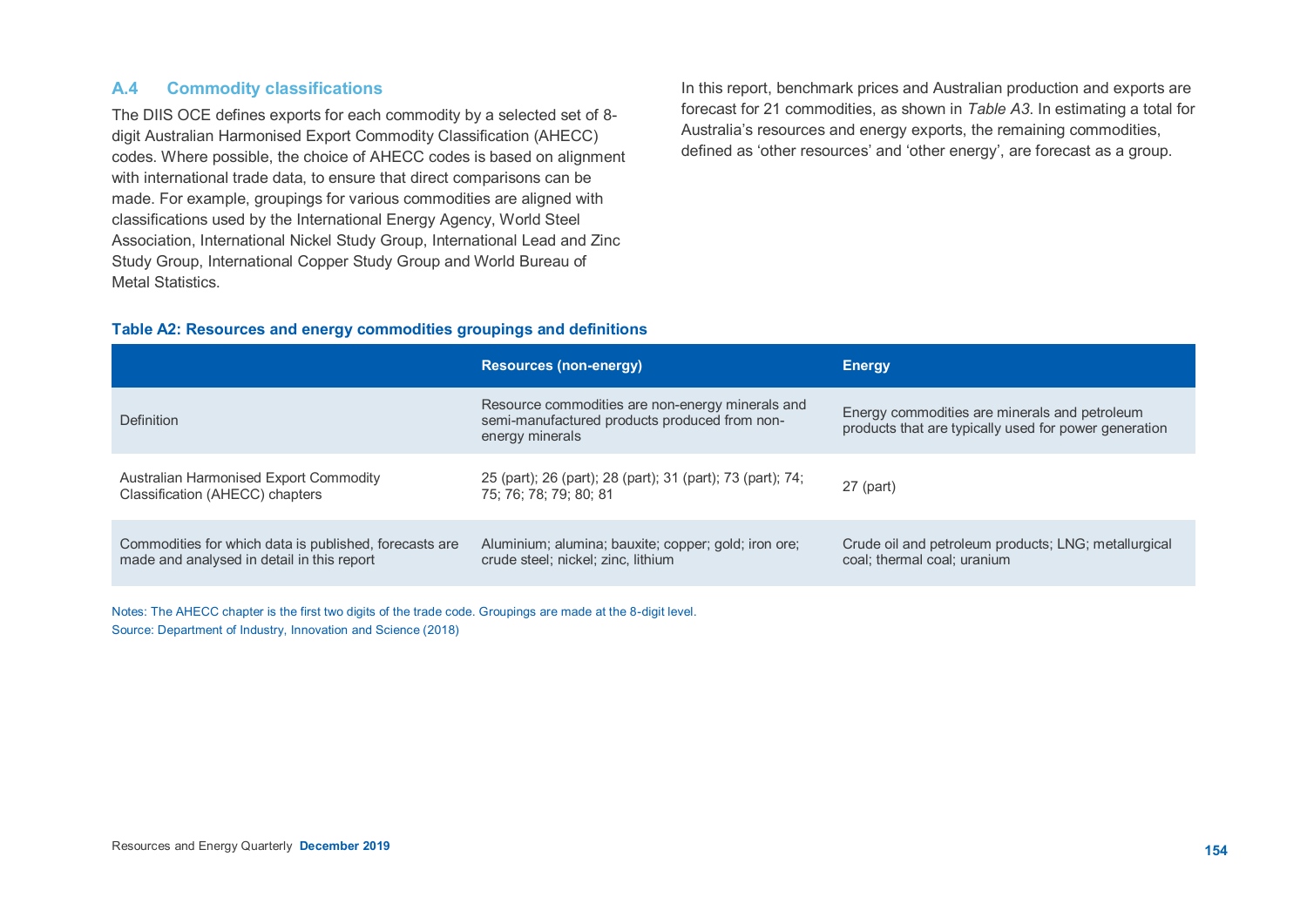## A.4 Commodity classifications

The DIIS OCE defines exports for each commodity by a selected set of 8-digit Australian Harmonised Export Commodity Classification (AHECC) codes. Where possible, the choice of AHECC codes is based on alignment with international trade data, to ensure that direct comparisons can be made. For example, groupings for various commodities are aligned with classifications used by the International Energy Agency, World Steel Association, International Nickel Study Group, International Lead and Zinc Study Group, International Copper Study Group and World Bureau of Metal Statistics.

In this report, benchmark prices and Australian production and exports are forecast for 21 commodities, as shown in *Table A3.* In estimating a total for Australia's resources and energy exports, the remaining commodities, defined as 'other resources' and 'other energy', are forecast as a group.

**Table A2: Resources and energy commodities groupings and definitions**

| | Resources (non-energy) | Energy |
|---|---|---|
| Definition | Resource commodities are non-energy minerals and semi-manufactured products produced from non-energy minerals | Energy commodities are minerals and petroleum products that are typically used for power generation |
| Australian Harmonised Export Commodity Classification (AHECC) chapters | 25 (part); 26 (part); 28 (part); 31 (part); 73 (part); 74; 75; 76; 78; 79; 80; 81 | 27 (part) |
| Commodities for which data is published, forecasts are made and analysed in detail in this report | Aluminium; alumina; bauxite; copper; gold; iron ore; crude steel; nickel; zinc, lithium | Crude oil and petroleum products; LNG; metallurgical coal; thermal coal; uranium |

Notes: The AHECC chapter is the first two digits of the trade code. Groupings are made at the 8-digit level.
Source: Department of Industry, Innovation and Science (2018)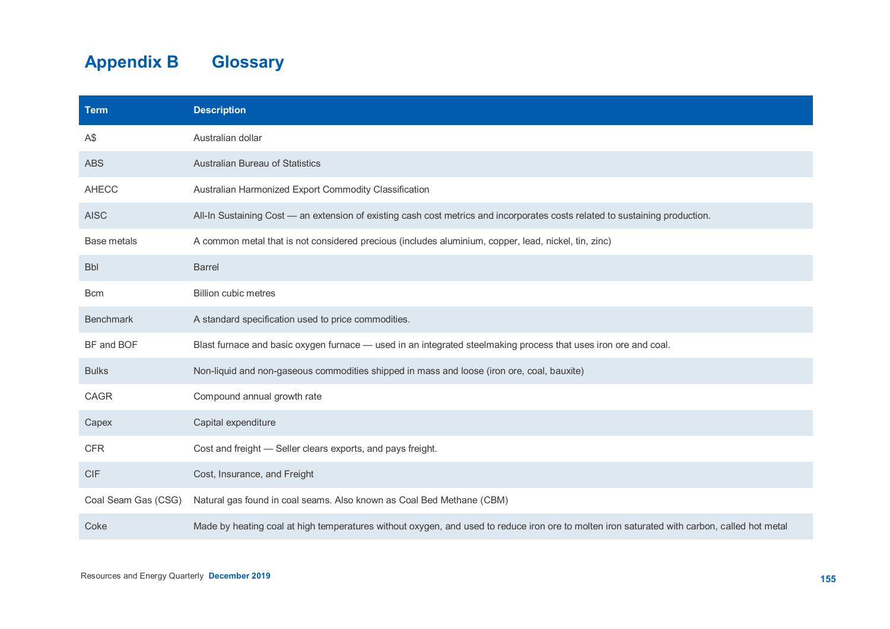# Appendix B Glossary

| Term | Description |
| --- | --- |
| A$ | Australian dollar |
| ABS | Australian Bureau of Statistics |
| AHECC | Australian Harmonized Export Commodity Classification |
| AISC | All-In Sustaining Cost — an extension of existing cash cost metrics and incorporates costs related to sustaining production. |
| Base metals | A common metal that is not considered precious (includes aluminium, copper, lead, nickel, tin, zinc) |
| Bbl | Barrel |
| Bcm | Billion cubic metres |
| Benchmark | A standard specification used to price commodities. |
| BF and BOF | Blast furnace and basic oxygen furnace — used in an integrated steelmaking process that uses iron ore and coal. |
| Bulks | Non-liquid and non-gaseous commodities shipped in mass and loose (iron ore, coal, bauxite) |
| CAGR | Compound annual growth rate |
| Capex | Capital expenditure |
| CFR | Cost and freight — Seller clears exports, and pays freight. |
| CIF | Cost, Insurance, and Freight |
| Coal Seam Gas (CSG) | Natural gas found in coal seams. Also known as Coal Bed Methane (CBM) |
| Coke | Made by heating coal at high temperatures without oxygen, and used to reduce iron ore to molten iron saturated with carbon, called hot metal |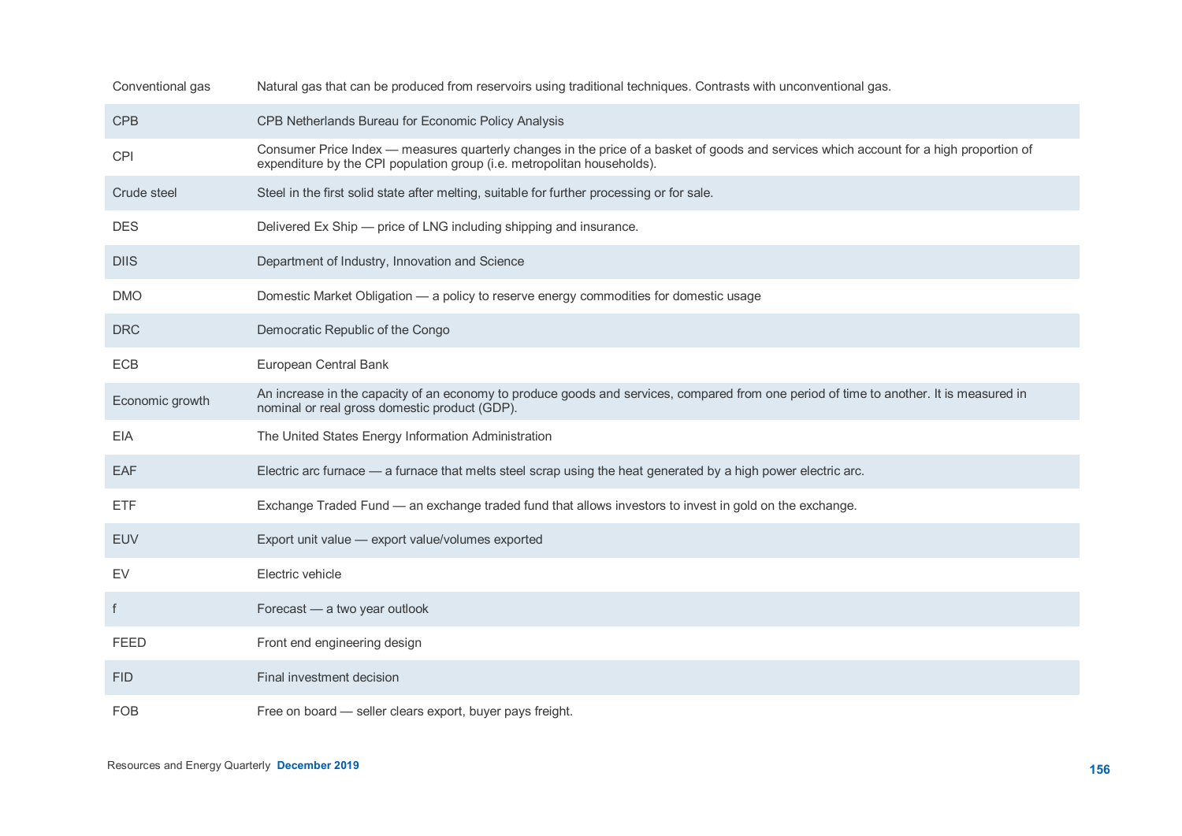| | |
|---|---|
| Conventional gas | Natural gas that can be produced from reservoirs using traditional techniques. Contrasts with unconventional gas. |
| CPB | CPB Netherlands Bureau for Economic Policy Analysis |
| CPI | Consumer Price Index — measures quarterly changes in the price of a basket of goods and services which account for a high proportion of expenditure by the CPI population group (i.e. metropolitan households). |
| Crude steel | Steel in the first solid state after melting, suitable for further processing or for sale. |
| DES | Delivered Ex Ship — price of LNG including shipping and insurance. |
| DIIS | Department of Industry, Innovation and Science |
| DMO | Domestic Market Obligation — a policy to reserve energy commodities for domestic usage |
| DRC | Democratic Republic of the Congo |
| ECB | European Central Bank |
| Economic growth | An increase in the capacity of an economy to produce goods and services, compared from one period of time to another. It is measured in nominal or real gross domestic product (GDP). |
| EIA | The United States Energy Information Administration |
| EAF | Electric arc furnace — a furnace that melts steel scrap using the heat generated by a high power electric arc. |
| ETF | Exchange Traded Fund — an exchange traded fund that allows investors to invest in gold on the exchange. |
| EUV | Export unit value — export value/volumes exported |
| EV | Electric vehicle |
| f | Forecast — a two year outlook |
| FEED | Front end engineering design |
| FID | Final investment decision |
| FOB | Free on board — seller clears export, buyer pays freight. |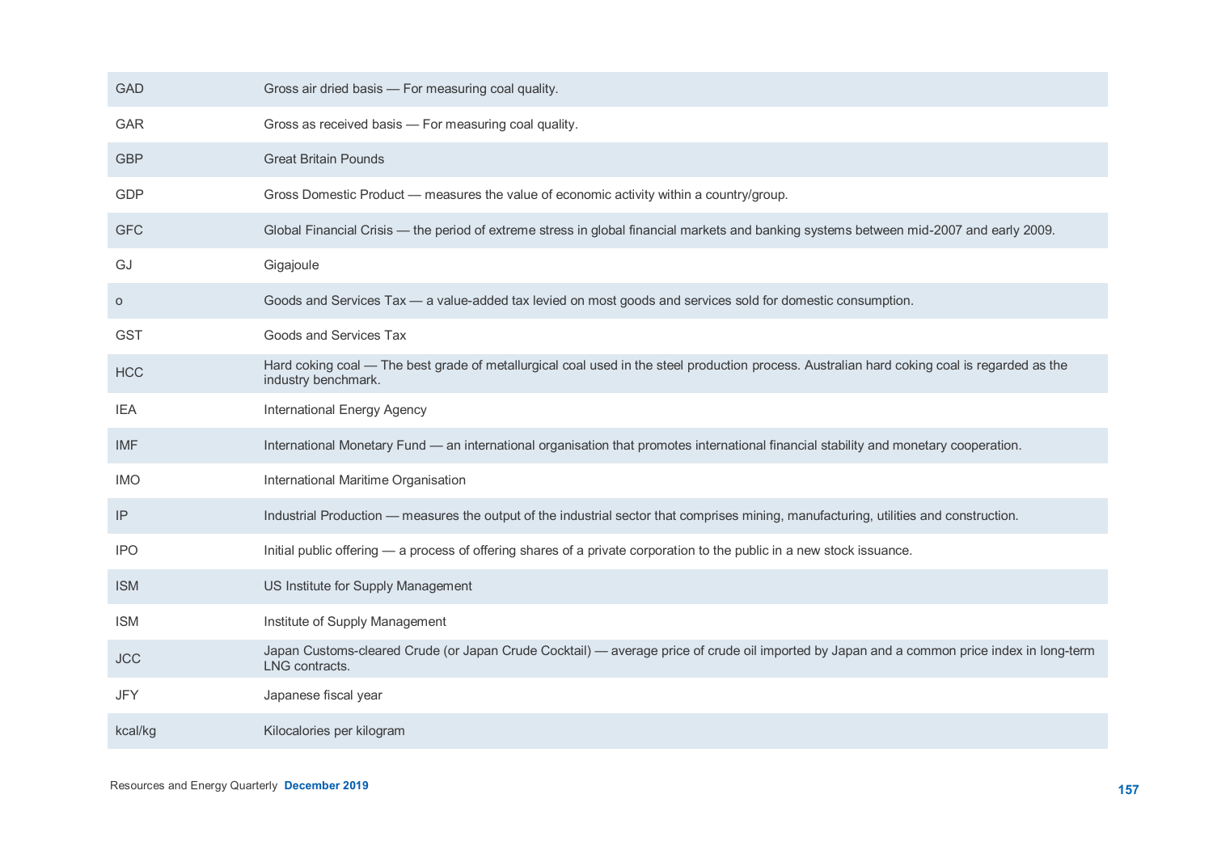| | |
|---|---|
| GAD | Gross air dried basis — For measuring coal quality. |
| GAR | Gross as received basis — For measuring coal quality. |
| GBP | Great Britain Pounds |
| GDP | Gross Domestic Product — measures the value of economic activity within a country/group. |
| GFC | Global Financial Crisis — the period of extreme stress in global financial markets and banking systems between mid-2007 and early 2009. |
| GJ | Gigajoule |
| o | Goods and Services Tax — a value-added tax levied on most goods and services sold for domestic consumption. |
| GST | Goods and Services Tax |
| HCC | Hard coking coal — The best grade of metallurgical coal used in the steel production process. Australian hard coking coal is regarded as the industry benchmark. |
| IEA | International Energy Agency |
| IMF | International Monetary Fund — an international organisation that promotes international financial stability and monetary cooperation. |
| IMO | International Maritime Organisation |
| IP | Industrial Production — measures the output of the industrial sector that comprises mining, manufacturing, utilities and construction. |
| IPO | Initial public offering — a process of offering shares of a private corporation to the public in a new stock issuance. |
| ISM | US Institute for Supply Management |
| ISM | Institute of Supply Management |
| JCC | Japan Customs-cleared Crude (or Japan Crude Cocktail) — average price of crude oil imported by Japan and a common price index in long-term LNG contracts. |
| JFY | Japanese fiscal year |
| kcal/kg | Kilocalories per kilogram |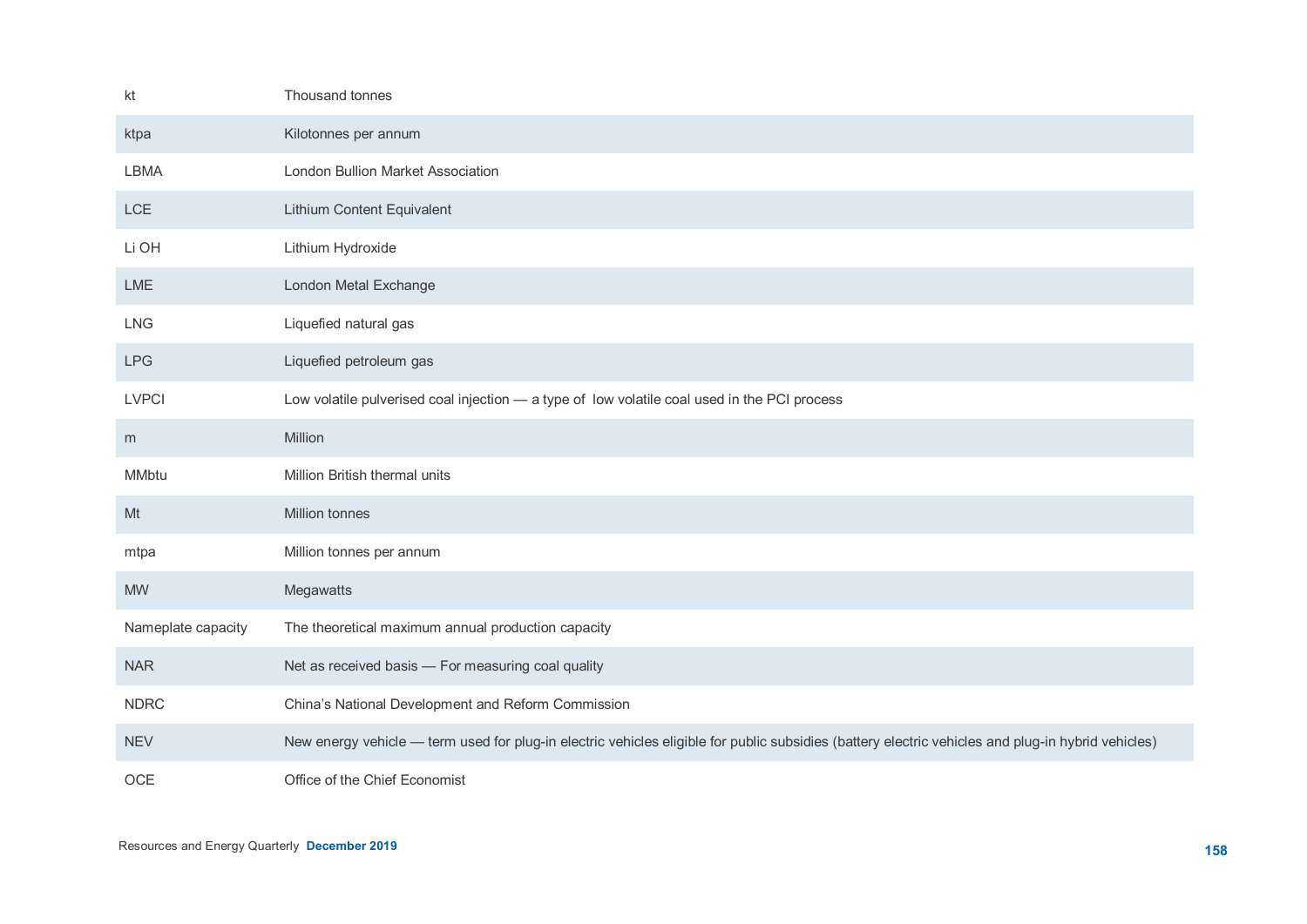| | |
|---|---|
| kt | Thousand tonnes |
| ktpa | Kilotonnes per annum |
| LBMA | London Bullion Market Association |
| LCE | Lithium Content Equivalent |
| Li OH | Lithium Hydroxide |
| LME | London Metal Exchange |
| LNG | Liquefied natural gas |
| LPG | Liquefied petroleum gas |
| LVPCI | Low volatile pulverised coal injection — a type of low volatile coal used in the PCI process |
| m | Million |
| MMbtu | Million British thermal units |
| Mt | Million tonnes |
| mtpa | Million tonnes per annum |
| MW | Megawatts |
| Nameplate capacity | The theoretical maximum annual production capacity |
| NAR | Net as received basis — For measuring coal quality |
| NDRC | China's National Development and Reform Commission |
| NEV | New energy vehicle — term used for plug-in electric vehicles eligible for public subsidies (battery electric vehicles and plug-in hybrid vehicles) |
| OCE | Office of the Chief Economist |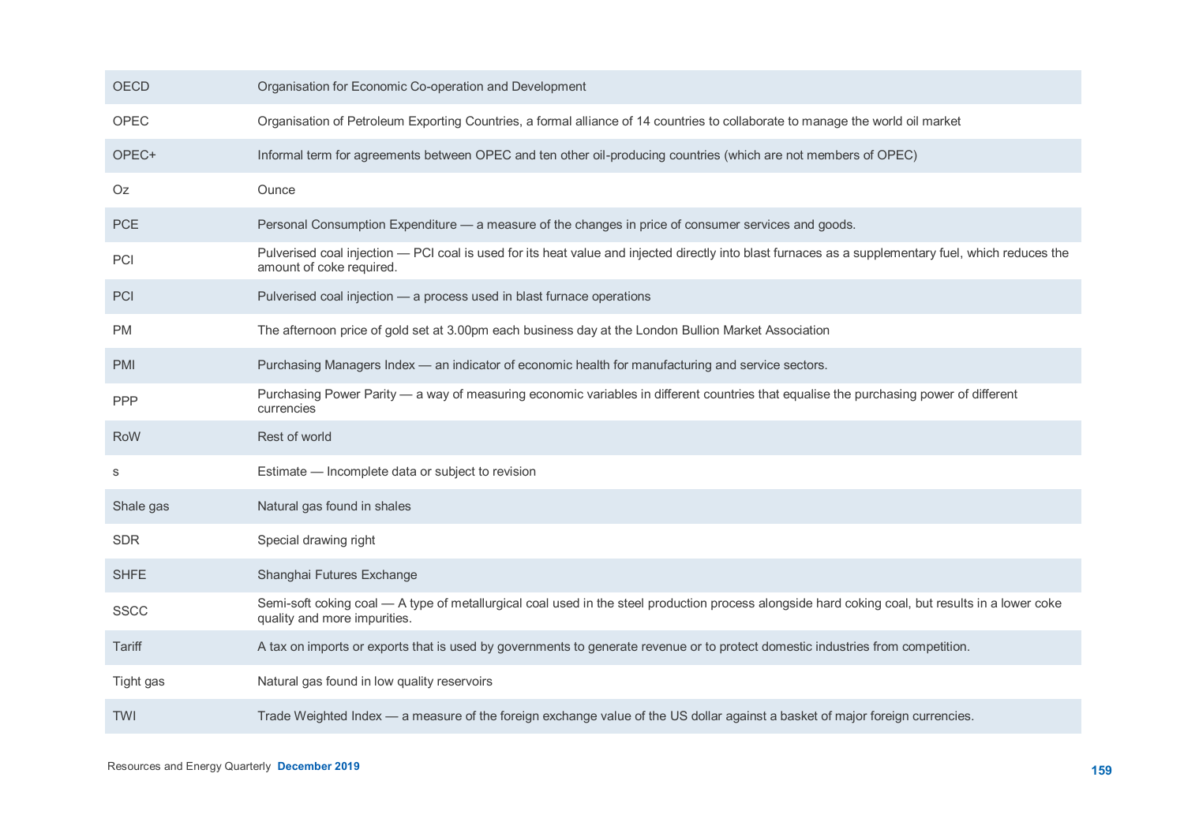| | |
|---|---|
| OECD | Organisation for Economic Co-operation and Development |
| OPEC | Organisation of Petroleum Exporting Countries, a formal alliance of 14 countries to collaborate to manage the world oil market |
| OPEC+ | Informal term for agreements between OPEC and ten other oil-producing countries (which are not members of OPEC) |
| Oz | Ounce |
| PCE | Personal Consumption Expenditure — a measure of the changes in price of consumer services and goods. |
| PCI | Pulverised coal injection — PCI coal is used for its heat value and injected directly into blast furnaces as a supplementary fuel, which reduces the amount of coke required. |
| PCI | Pulverised coal injection — a process used in blast furnace operations |
| PM | The afternoon price of gold set at 3.00pm each business day at the London Bullion Market Association |
| PMI | Purchasing Managers Index — an indicator of economic health for manufacturing and service sectors. |
| PPP | Purchasing Power Parity — a way of measuring economic variables in different countries that equalise the purchasing power of different currencies |
| RoW | Rest of world |
| s | Estimate — Incomplete data or subject to revision |
| Shale gas | Natural gas found in shales |
| SDR | Special drawing right |
| SHFE | Shanghai Futures Exchange |
| SSCC | Semi-soft coking coal — A type of metallurgical coal used in the steel production process alongside hard coking coal, but results in a lower coke quality and more impurities. |
| Tariff | A tax on imports or exports that is used by governments to generate revenue or to protect domestic industries from competition. |
| Tight gas | Natural gas found in low quality reservoirs |
| TWI | Trade Weighted Index — a measure of the foreign exchange value of the US dollar against a basket of major foreign currencies. |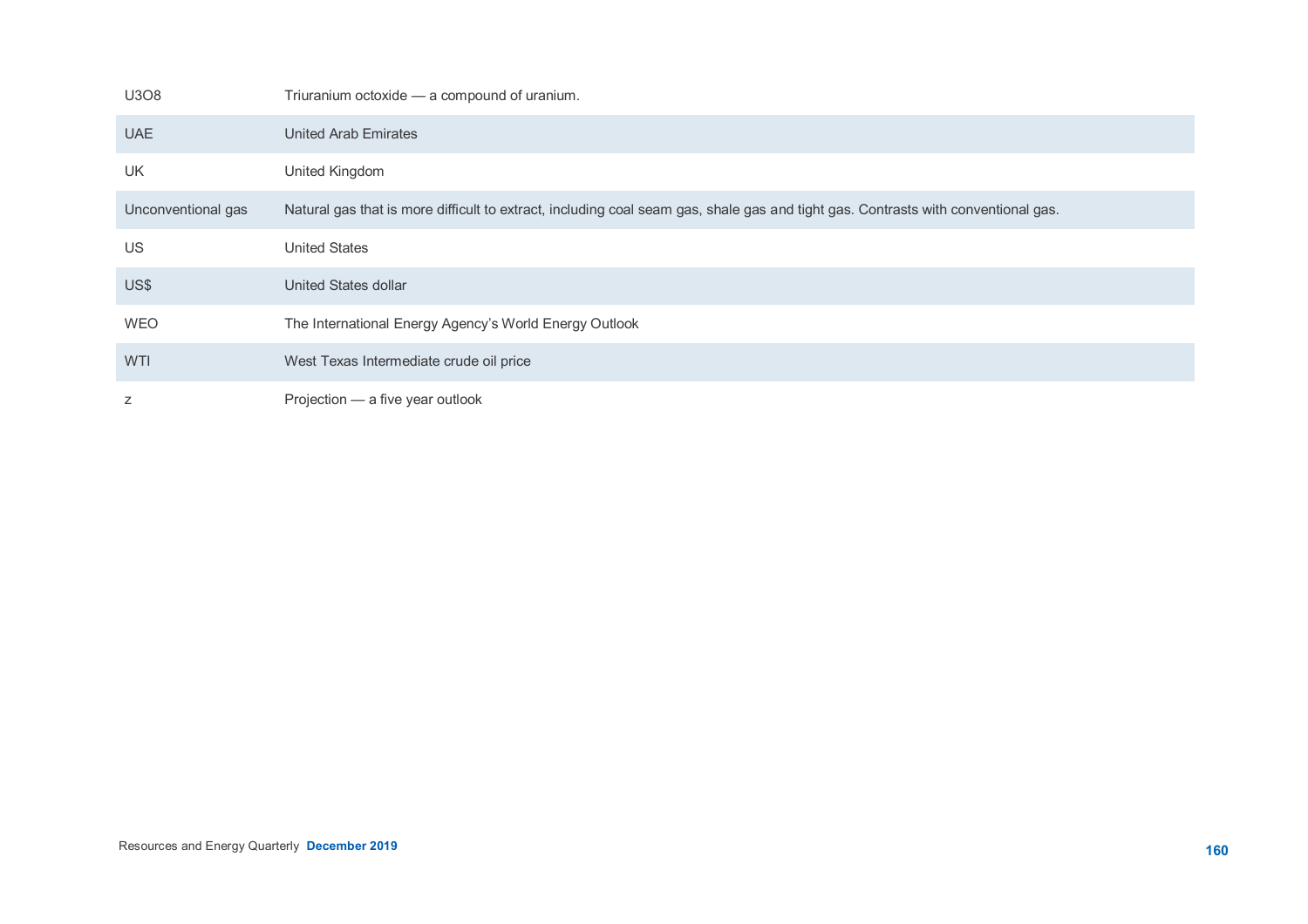| | |
|---|---|
| U3O8 | Triuranium octoxide — a compound of uranium. |
| UAE | United Arab Emirates |
| UK | United Kingdom |
| Unconventional gas | Natural gas that is more difficult to extract, including coal seam gas, shale gas and tight gas. Contrasts with conventional gas. |
| US | United States |
| US$ | United States dollar |
| WEO | The International Energy Agency's World Energy Outlook |
| WTI | West Texas Intermediate crude oil price |
| z | Projection — a five year outlook |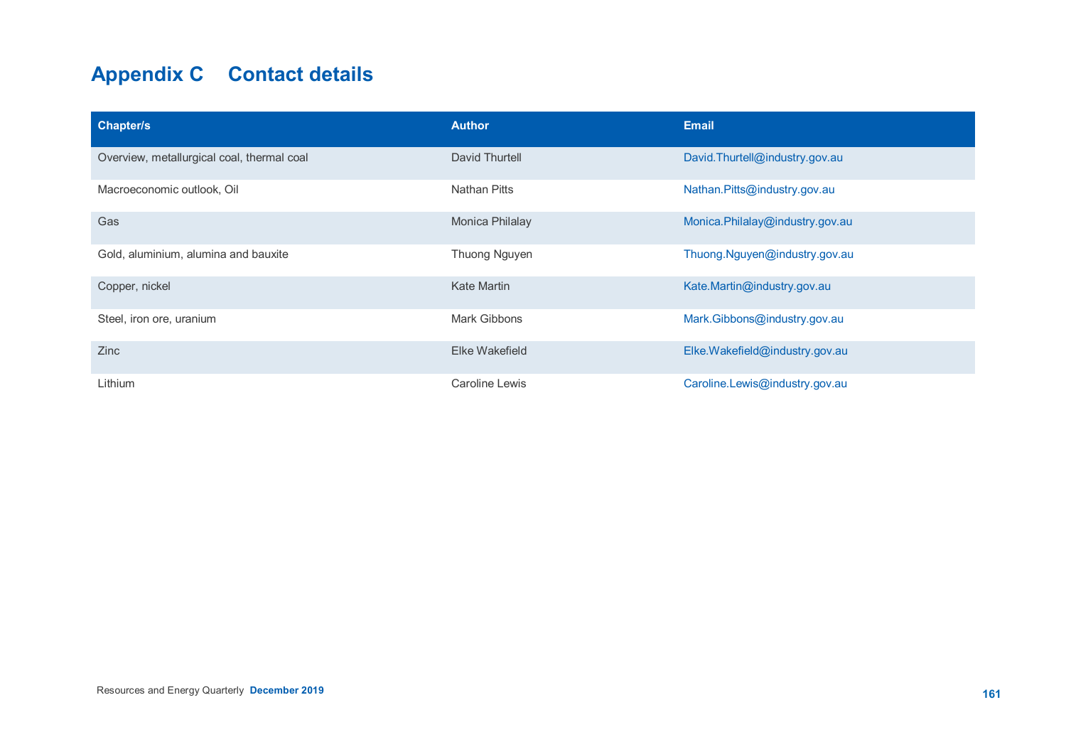# Appendix C Contact details

| Chapter/s | Author | Email |
| --- | --- | --- |
| Overview, metallurgical coal, thermal coal | David Thurtell | David.Thurtell@industry.gov.au |
| Macroeconomic outlook, Oil | Nathan Pitts | Nathan.Pitts@industry.gov.au |
| Gas | Monica Philalay | Monica.Philalay@industry.gov.au |
| Gold, aluminium, alumina and bauxite | Thuong Nguyen | Thuong.Nguyen@industry.gov.au |
| Copper, nickel | Kate Martin | Kate.Martin@industry.gov.au |
| Steel, iron ore, uranium | Mark Gibbons | Mark.Gibbons@industry.gov.au |
| Zinc | Elke Wakefield | Elke.Wakefield@industry.gov.au |
| Lithium | Caroline Lewis | Caroline.Lewis@industry.gov.au |